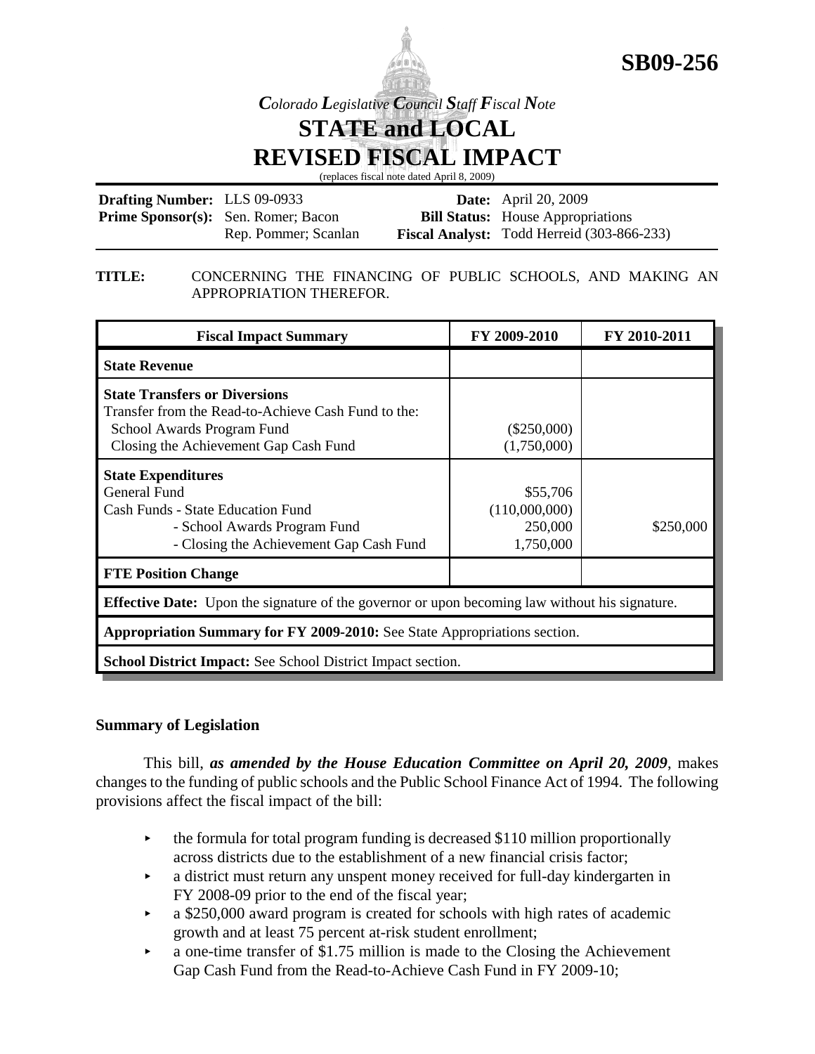**SB09-256**

*Colorado Legislative Council Staff Fiscal Note*

# STATE and LOCAL REVISED FISCAL IMPACT

(replaces fiscal note dated April 8, 2009)

**Drafting Number:** LLS 09-0933
**Prime Sponsor(s):** Sen. Romer; Bacon
Rep. Pommer; Scanlan

**Date:** April 20, 2009
**Bill Status:** House Appropriations
**Fiscal Analyst:** Todd Herreid (303-866-233)

**TITLE:** CONCERNING THE FINANCING OF PUBLIC SCHOOLS, AND MAKING AN APPROPRIATION THEREFOR.

| Fiscal Impact Summary | FY 2009-2010 | FY 2010-2011 |
|---|---|---|
| **State Revenue** | | |
| **State Transfers or Diversions**<br>Transfer from the Read-to-Achieve Cash Fund to the:<br>School Awards Program Fund<br>Closing the Achievement Gap Cash Fund | <br><br>($250,000)<br>(1,750,000) | |
| **State Expenditures**<br>General Fund<br>Cash Funds - State Education Fund<br>- School Awards Program Fund<br>- Closing the Achievement Gap Cash Fund | <br>$55,706<br>(110,000,000)<br>250,000<br>1,750,000 | <br><br><br>$250,000<br> |
| **FTE Position Change** | | |
| **Effective Date:** Upon the signature of the governor or upon becoming law without his signature. | | |
| **Appropriation Summary for FY 2009-2010:** See State Appropriations section. | | |
| **School District Impact:** See School District Impact section. | | |

## Summary of Legislation

This bill, ***as amended by the House Education Committee on April 20, 2009***, makes changes to the funding of public schools and the Public School Finance Act of 1994. The following provisions affect the fiscal impact of the bill:

- the formula for total program funding is decreased $110 million proportionally across districts due to the establishment of a new financial crisis factor;
- a district must return any unspent money received for full-day kindergarten in FY 2008-09 prior to the end of the fiscal year;
- a $250,000 award program is created for schools with high rates of academic growth and at least 75 percent at-risk student enrollment;
- a one-time transfer of $1.75 million is made to the Closing the Achievement Gap Cash Fund from the Read-to-Achieve Cash Fund in FY 2009-10;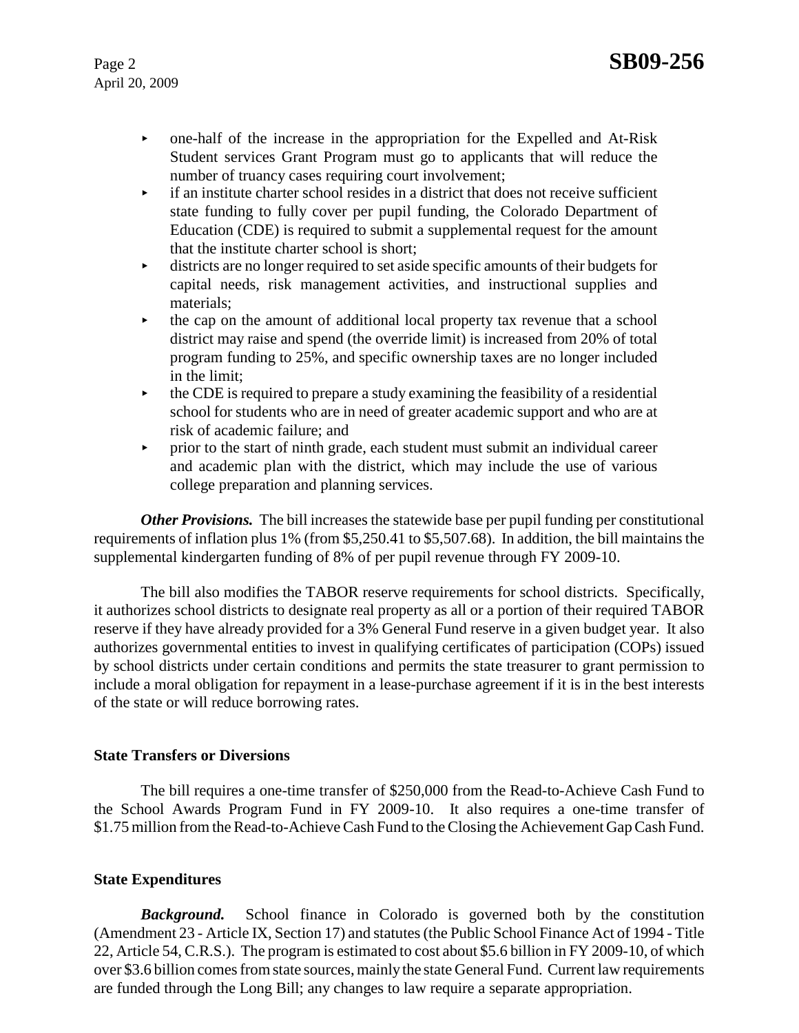- one-half of the increase in the appropriation for the Expelled and At-Risk Student services Grant Program must go to applicants that will reduce the number of truancy cases requiring court involvement;
- if an institute charter school resides in a district that does not receive sufficient state funding to fully cover per pupil funding, the Colorado Department of Education (CDE) is required to submit a supplemental request for the amount that the institute charter school is short;
- districts are no longer required to set aside specific amounts of their budgets for capital needs, risk management activities, and instructional supplies and materials;
- the cap on the amount of additional local property tax revenue that a school district may raise and spend (the override limit) is increased from 20% of total program funding to 25%, and specific ownership taxes are no longer included in the limit;
- the CDE is required to prepare a study examining the feasibility of a residential school for students who are in need of greater academic support and who are at risk of academic failure; and
- prior to the start of ninth grade, each student must submit an individual career and academic plan with the district, which may include the use of various college preparation and planning services.

***Other Provisions.*** The bill increases the statewide base per pupil funding per constitutional requirements of inflation plus 1% (from $5,250.41 to $5,507.68). In addition, the bill maintains the supplemental kindergarten funding of 8% of per pupil revenue through FY 2009-10.

The bill also modifies the TABOR reserve requirements for school districts. Specifically, it authorizes school districts to designate real property as all or a portion of their required TABOR reserve if they have already provided for a 3% General Fund reserve in a given budget year. It also authorizes governmental entities to invest in qualifying certificates of participation (COPs) issued by school districts under certain conditions and permits the state treasurer to grant permission to include a moral obligation for repayment in a lease-purchase agreement if it is in the best interests of the state or will reduce borrowing rates.

**State Transfers or Diversions**

The bill requires a one-time transfer of $250,000 from the Read-to-Achieve Cash Fund to the School Awards Program Fund in FY 2009-10. It also requires a one-time transfer of $1.75 million from the Read-to-Achieve Cash Fund to the Closing the Achievement Gap Cash Fund.

**State Expenditures**

***Background.*** School finance in Colorado is governed both by the constitution (Amendment 23 - Article IX, Section 17) and statutes (the Public School Finance Act of 1994 - Title 22, Article 54, C.R.S.). The program is estimated to cost about $5.6 billion in FY 2009-10, of which over $3.6 billion comes from state sources, mainly the state General Fund. Current law requirements are funded through the Long Bill; any changes to law require a separate appropriation.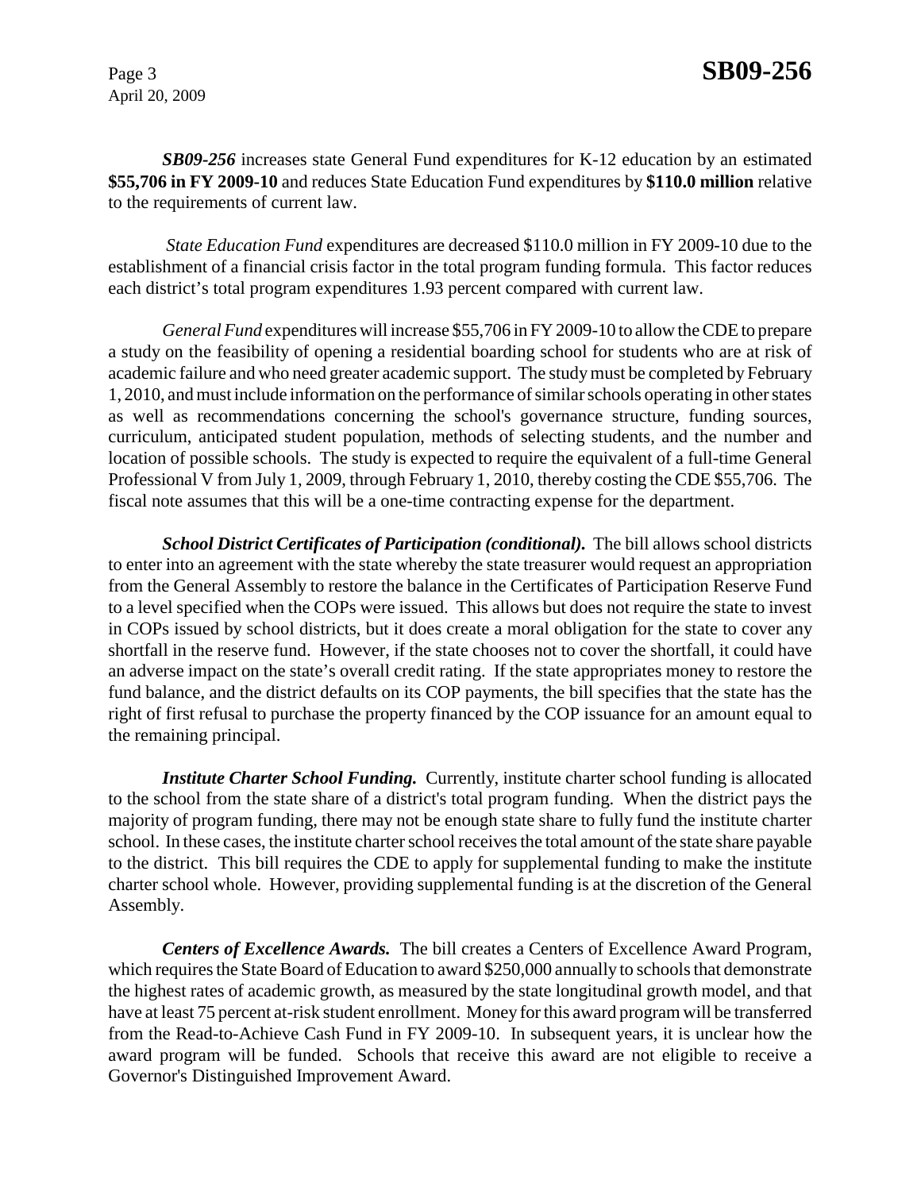*SB09-256* increases state General Fund expenditures for K-12 education by an estimated **$55,706 in FY 2009-10** and reduces State Education Fund expenditures by **$110.0 million** relative to the requirements of current law.

*State Education Fund* expenditures are decreased $110.0 million in FY 2009-10 due to the establishment of a financial crisis factor in the total program funding formula. This factor reduces each district's total program expenditures 1.93 percent compared with current law.

*General Fund* expenditures will increase $55,706 in FY 2009-10 to allow the CDE to prepare a study on the feasibility of opening a residential boarding school for students who are at risk of academic failure and who need greater academic support. The study must be completed by February 1, 2010, and must include information on the performance of similar schools operating in other states as well as recommendations concerning the school's governance structure, funding sources, curriculum, anticipated student population, methods of selecting students, and the number and location of possible schools. The study is expected to require the equivalent of a full-time General Professional V from July 1, 2009, through February 1, 2010, thereby costing the CDE $55,706. The fiscal note assumes that this will be a one-time contracting expense for the department.

***School District Certificates of Participation (conditional).*** The bill allows school districts to enter into an agreement with the state whereby the state treasurer would request an appropriation from the General Assembly to restore the balance in the Certificates of Participation Reserve Fund to a level specified when the COPs were issued. This allows but does not require the state to invest in COPs issued by school districts, but it does create a moral obligation for the state to cover any shortfall in the reserve fund. However, if the state chooses not to cover the shortfall, it could have an adverse impact on the state's overall credit rating. If the state appropriates money to restore the fund balance, and the district defaults on its COP payments, the bill specifies that the state has the right of first refusal to purchase the property financed by the COP issuance for an amount equal to the remaining principal.

***Institute Charter School Funding.*** Currently, institute charter school funding is allocated to the school from the state share of a district's total program funding. When the district pays the majority of program funding, there may not be enough state share to fully fund the institute charter school. In these cases, the institute charter school receives the total amount of the state share payable to the district. This bill requires the CDE to apply for supplemental funding to make the institute charter school whole. However, providing supplemental funding is at the discretion of the General Assembly.

***Centers of Excellence Awards.*** The bill creates a Centers of Excellence Award Program, which requires the State Board of Education to award $250,000 annually to schools that demonstrate the highest rates of academic growth, as measured by the state longitudinal growth model, and that have at least 75 percent at-risk student enrollment. Money for this award program will be transferred from the Read-to-Achieve Cash Fund in FY 2009-10. In subsequent years, it is unclear how the award program will be funded. Schools that receive this award are not eligible to receive a Governor's Distinguished Improvement Award.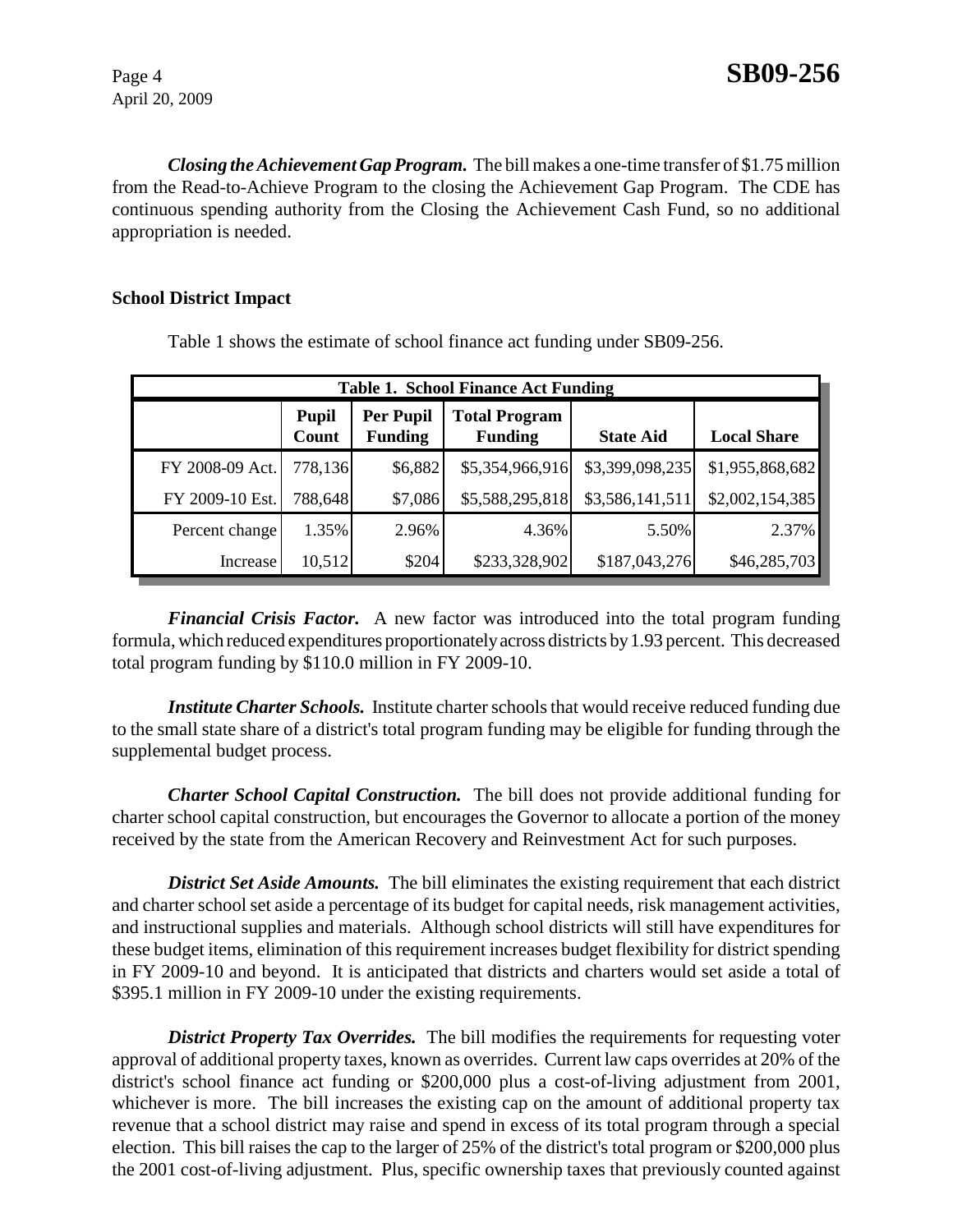***Closing the Achievement Gap Program.*** The bill makes a one-time transfer of $1.75 million from the Read-to-Achieve Program to the closing the Achievement Gap Program. The CDE has continuous spending authority from the Closing the Achievement Cash Fund, so no additional appropriation is needed.

**School District Impact**

Table 1 shows the estimate of school finance act funding under SB09-256.

**Table 1. School Finance Act Funding**

| | Pupil Count | Per Pupil Funding | Total Program Funding | State Aid | Local Share |
|---|---|---|---|---|---|
| FY 2008-09 Act. | 778,136 | $6,882 | $5,354,966,916 | $3,399,098,235 | $1,955,868,682 |
| FY 2009-10 Est. | 788,648 | $7,086 | $5,588,295,818 | $3,586,141,511 | $2,002,154,385 |
| Percent change | 1.35% | 2.96% | 4.36% | 5.50% | 2.37% |
| Increase | 10,512 | $204 | $233,328,902 | $187,043,276 | $46,285,703 |

***Financial Crisis Factor.*** A new factor was introduced into the total program funding formula, which reduced expenditures proportionately across districts by 1.93 percent. This decreased total program funding by $110.0 million in FY 2009-10.

***Institute Charter Schools.*** Institute charter schools that would receive reduced funding due to the small state share of a district's total program funding may be eligible for funding through the supplemental budget process.

***Charter School Capital Construction.*** The bill does not provide additional funding for charter school capital construction, but encourages the Governor to allocate a portion of the money received by the state from the American Recovery and Reinvestment Act for such purposes.

***District Set Aside Amounts.*** The bill eliminates the existing requirement that each district and charter school set aside a percentage of its budget for capital needs, risk management activities, and instructional supplies and materials. Although school districts will still have expenditures for these budget items, elimination of this requirement increases budget flexibility for district spending in FY 2009-10 and beyond. It is anticipated that districts and charters would set aside a total of $395.1 million in FY 2009-10 under the existing requirements.

***District Property Tax Overrides.*** The bill modifies the requirements for requesting voter approval of additional property taxes, known as overrides. Current law caps overrides at 20% of the district's school finance act funding or $200,000 plus a cost-of-living adjustment from 2001, whichever is more. The bill increases the existing cap on the amount of additional property tax revenue that a school district may raise and spend in excess of its total program through a special election. This bill raises the cap to the larger of 25% of the district's total program or $200,000 plus the 2001 cost-of-living adjustment. Plus, specific ownership taxes that previously counted against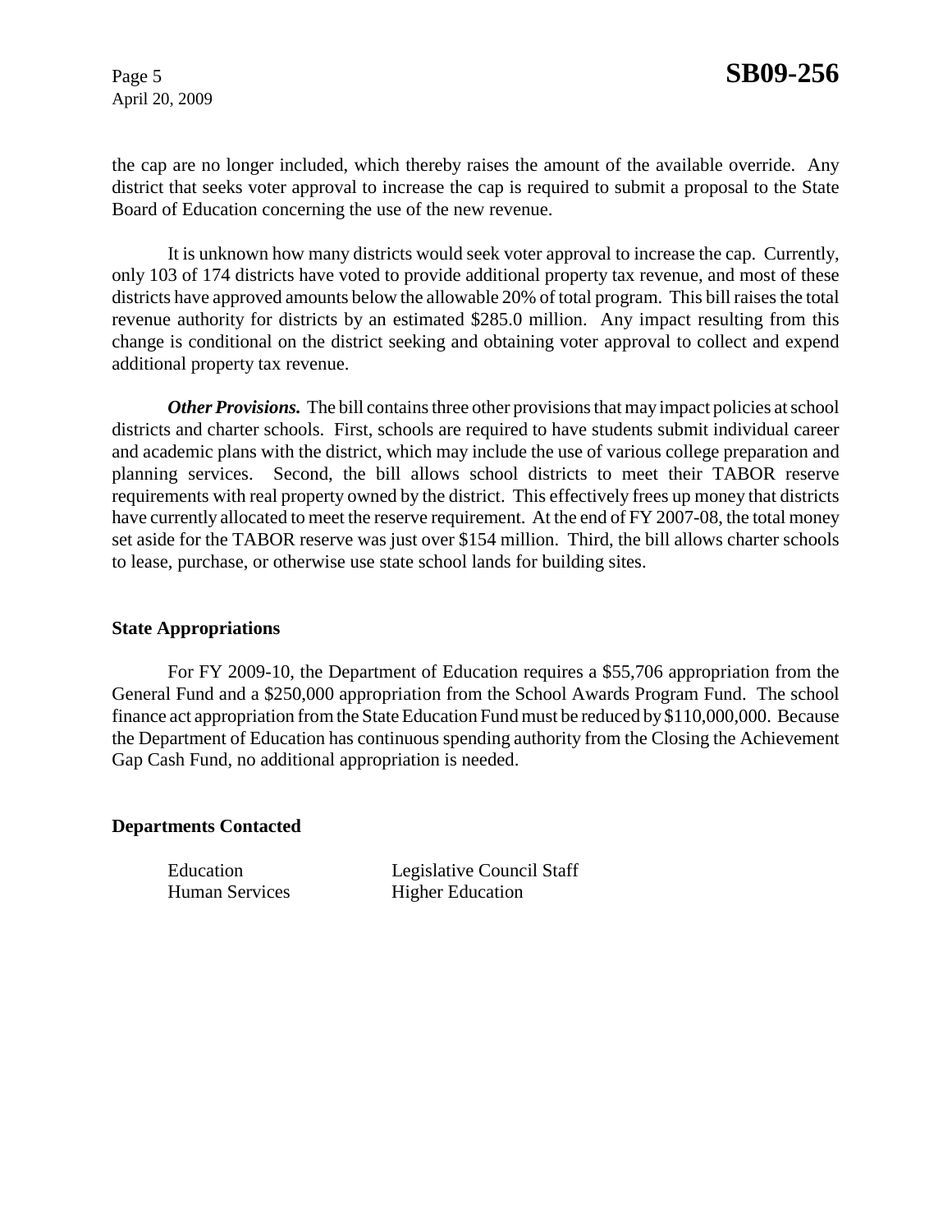the cap are no longer included, which thereby raises the amount of the available override. Any district that seeks voter approval to increase the cap is required to submit a proposal to the State Board of Education concerning the use of the new revenue.

It is unknown how many districts would seek voter approval to increase the cap. Currently, only 103 of 174 districts have voted to provide additional property tax revenue, and most of these districts have approved amounts below the allowable 20% of total program. This bill raises the total revenue authority for districts by an estimated $285.0 million. Any impact resulting from this change is conditional on the district seeking and obtaining voter approval to collect and expend additional property tax revenue.

***Other Provisions.*** The bill contains three other provisions that may impact policies at school districts and charter schools. First, schools are required to have students submit individual career and academic plans with the district, which may include the use of various college preparation and planning services. Second, the bill allows school districts to meet their TABOR reserve requirements with real property owned by the district. This effectively frees up money that districts have currently allocated to meet the reserve requirement. At the end of FY 2007-08, the total money set aside for the TABOR reserve was just over $154 million. Third, the bill allows charter schools to lease, purchase, or otherwise use state school lands for building sites.

## State Appropriations

For FY 2009-10, the Department of Education requires a $55,706 appropriation from the General Fund and a $250,000 appropriation from the School Awards Program Fund. The school finance act appropriation from the State Education Fund must be reduced by $110,000,000. Because the Department of Education has continuous spending authority from the Closing the Achievement Gap Cash Fund, no additional appropriation is needed.

## Departments Contacted

| | |
|---|---|
| Education | Legislative Council Staff |
| Human Services | Higher Education |